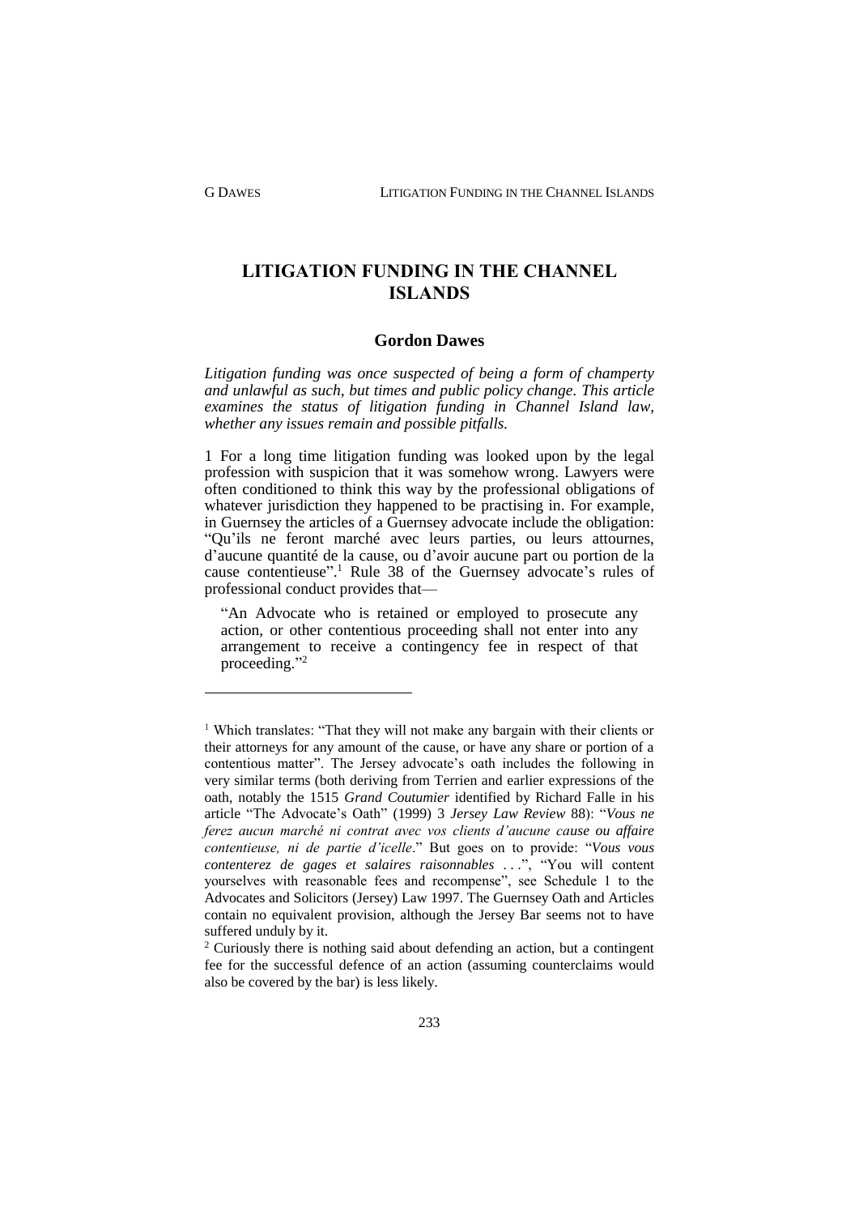# LITIGATION FUNDING IN THE CHANNEL ISLANDS

**Gordon Dawes**

*Litigation funding was once suspected of being a form of champerty and unlawful as such, but times and public policy change. This article examines the status of litigation funding in Channel Island law, whether any issues remain and possible pitfalls.*

1 For a long time litigation funding was looked upon by the legal profession with suspicion that it was somehow wrong. Lawyers were often conditioned to think this way by the professional obligations of whatever jurisdiction they happened to be practising in. For example, in Guernsey the articles of a Guernsey advocate include the obligation: "Qu'ils ne feront marché avec leurs parties, ou leurs attournes, d'aucune quantité de la cause, ou d'avoir aucune part ou portion de la cause contentieuse".[1] Rule 38 of the Guernsey advocate's rules of professional conduct provides that—

> "An Advocate who is retained or employed to prosecute any action, or other contentious proceeding shall not enter into any arrangement to receive a contingency fee in respect of that proceeding."[2]

---

[1] Which translates: "That they will not make any bargain with their clients or their attorneys for any amount of the cause, or have any share or portion of a contentious matter". The Jersey advocate's oath includes the following in very similar terms (both deriving from Terrien and earlier expressions of the oath, notably the 1515 *Grand Coutumier* identified by Richard Falle in his article "The Advocate's Oath" (1999) 3 *Jersey Law Review* 88): "*Vous ne ferez aucun marché ni contrat avec vos clients d'aucune cause ou affaire contentieuse, ni de partie d'icelle*." But goes on to provide: "*Vous vous contenterez de gages et salaires raisonnables* . . .", "You will content yourselves with reasonable fees and recompense", see Schedule 1 to the Advocates and Solicitors (Jersey) Law 1997. The Guernsey Oath and Articles contain no equivalent provision, although the Jersey Bar seems not to have suffered unduly by it.

[2] Curiously there is nothing said about defending an action, but a contingent fee for the successful defence of an action (assuming counterclaims would also be covered by the bar) is less likely.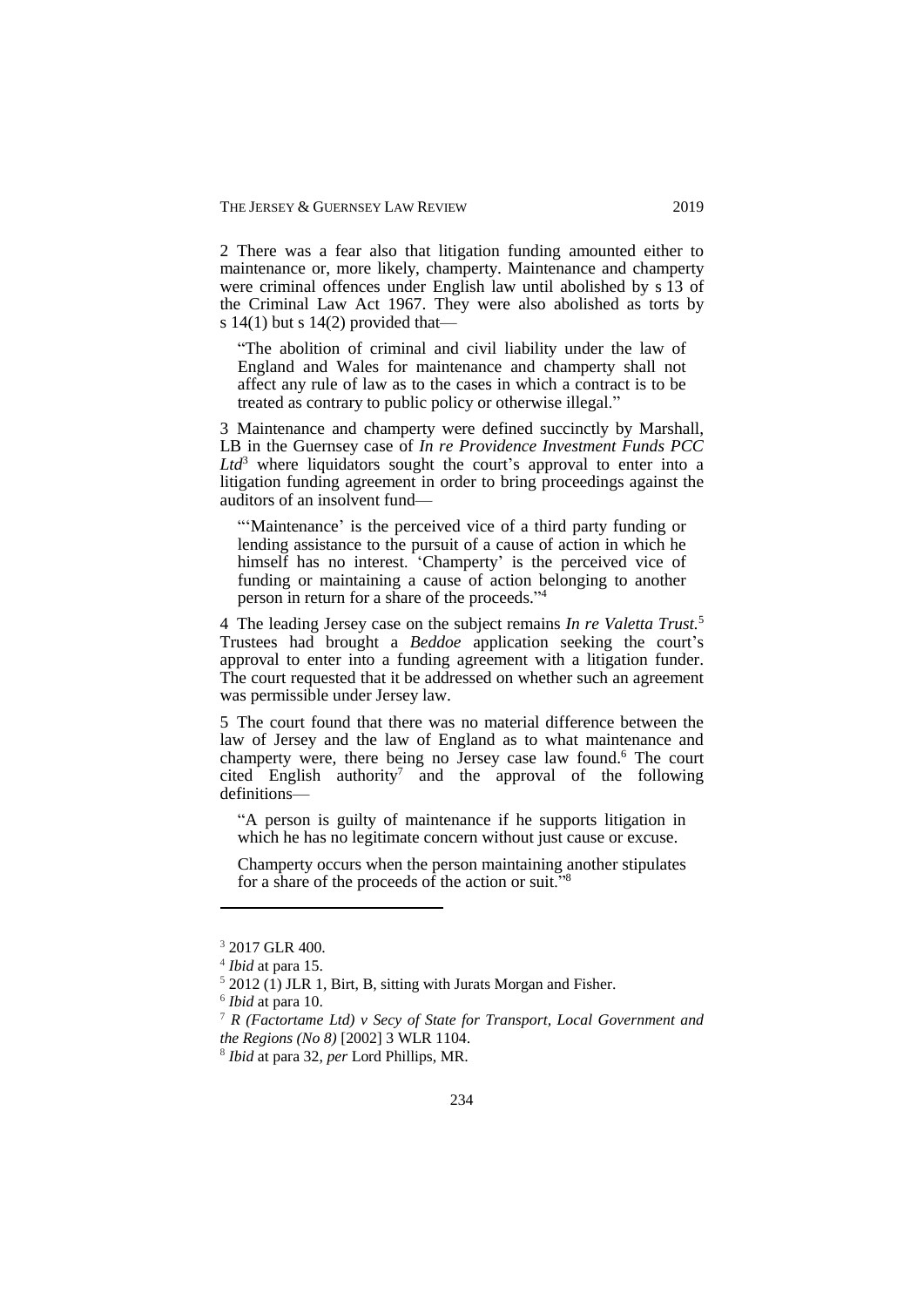2 There was a fear also that litigation funding amounted either to maintenance or, more likely, champerty. Maintenance and champerty were criminal offences under English law until abolished by s 13 of the Criminal Law Act 1967. They were also abolished as torts by s 14(1) but s 14(2) provided that—

> "The abolition of criminal and civil liability under the law of England and Wales for maintenance and champerty shall not affect any rule of law as to the cases in which a contract is to be treated as contrary to public policy or otherwise illegal."

3 Maintenance and champerty were defined succinctly by Marshall, LB in the Guernsey case of *In re Providence Investment Funds PCC Ltd*[3] where liquidators sought the court's approval to enter into a litigation funding agreement in order to bring proceedings against the auditors of an insolvent fund—

> "'Maintenance' is the perceived vice of a third party funding or lending assistance to the pursuit of a cause of action in which he himself has no interest. 'Champerty' is the perceived vice of funding or maintaining a cause of action belonging to another person in return for a share of the proceeds."[4]

4 The leading Jersey case on the subject remains *In re Valetta Trust.*[5] Trustees had brought a *Beddoe* application seeking the court's approval to enter into a funding agreement with a litigation funder. The court requested that it be addressed on whether such an agreement was permissible under Jersey law.

5 The court found that there was no material difference between the law of Jersey and the law of England as to what maintenance and champerty were, there being no Jersey case law found.[6] The court cited English authority[7] and the approval of the following definitions—

> "A person is guilty of maintenance if he supports litigation in which he has no legitimate concern without just cause or excuse.
>
> Champerty occurs when the person maintaining another stipulates for a share of the proceeds of the action or suit."[8]

---

[3] 2017 GLR 400.

[4] *Ibid* at para 15.

[5] 2012 (1) JLR 1, Birt, B, sitting with Jurats Morgan and Fisher.

[6] *Ibid* at para 10.

[7] *R (Factortame Ltd) v Secy of State for Transport, Local Government and the Regions (No 8)* [2002] 3 WLR 1104.

[8] *Ibid* at para 32, *per* Lord Phillips, MR.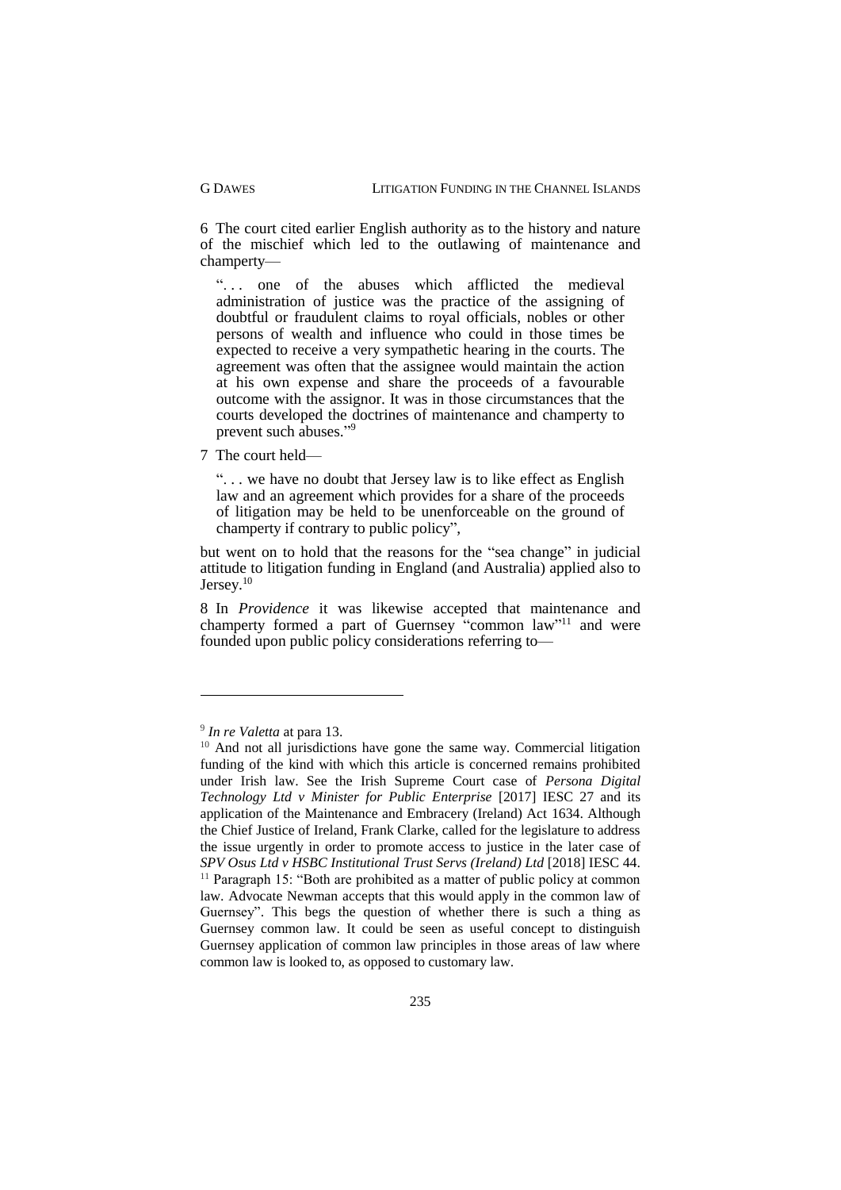6 The court cited earlier English authority as to the history and nature of the mischief which led to the outlawing of maintenance and champerty—

> ". . . one of the abuses which afflicted the medieval administration of justice was the practice of the assigning of doubtful or fraudulent claims to royal officials, nobles or other persons of wealth and influence who could in those times be expected to receive a very sympathetic hearing in the courts. The agreement was often that the assignee would maintain the action at his own expense and share the proceeds of a favourable outcome with the assignor. It was in those circumstances that the courts developed the doctrines of maintenance and champerty to prevent such abuses."[9]

7 The court held—

> ". . . we have no doubt that Jersey law is to like effect as English law and an agreement which provides for a share of the proceeds of litigation may be held to be unenforceable on the ground of champerty if contrary to public policy",

but went on to hold that the reasons for the "sea change" in judicial attitude to litigation funding in England (and Australia) applied also to Jersey.[10]

8 In *Providence* it was likewise accepted that maintenance and champerty formed a part of Guernsey "common law"[11] and were founded upon public policy considerations referring to—

---

[9] *In re Valetta* at para 13.

[10] And not all jurisdictions have gone the same way. Commercial litigation funding of the kind with which this article is concerned remains prohibited under Irish law. See the Irish Supreme Court case of *Persona Digital Technology Ltd v Minister for Public Enterprise* [2017] IESC 27 and its application of the Maintenance and Embracery (Ireland) Act 1634. Although the Chief Justice of Ireland, Frank Clarke, called for the legislature to address the issue urgently in order to promote access to justice in the later case of *SPV Osus Ltd v HSBC Institutional Trust Servs (Ireland) Ltd* [2018] IESC 44.

[11] Paragraph 15: "Both are prohibited as a matter of public policy at common law. Advocate Newman accepts that this would apply in the common law of Guernsey". This begs the question of whether there is such a thing as Guernsey common law. It could be seen as useful concept to distinguish Guernsey application of common law principles in those areas of law where common law is looked to, as opposed to customary law.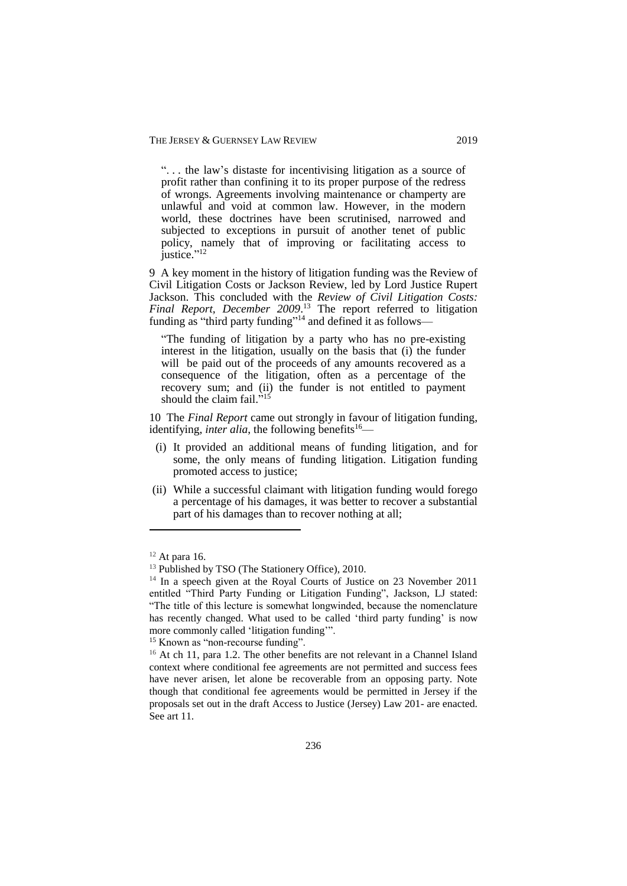> ". . . the law's distaste for incentivising litigation as a source of profit rather than confining it to its proper purpose of the redress of wrongs. Agreements involving maintenance or champerty are unlawful and void at common law. However, in the modern world, these doctrines have been scrutinised, narrowed and subjected to exceptions in pursuit of another tenet of public policy, namely that of improving or facilitating access to justice."[12]

9 A key moment in the history of litigation funding was the Review of Civil Litigation Costs or Jackson Review, led by Lord Justice Rupert Jackson. This concluded with the *Review of Civil Litigation Costs: Final Report, December 2009*.[13] The report referred to litigation funding as "third party funding"[14] and defined it as follows—

> "The funding of litigation by a party who has no pre-existing interest in the litigation, usually on the basis that (i) the funder will be paid out of the proceeds of any amounts recovered as a consequence of the litigation, often as a percentage of the recovery sum; and (ii) the funder is not entitled to payment should the claim fail."[15]

10 The *Final Report* came out strongly in favour of litigation funding, identifying, *inter alia*, the following benefits[16]—

- (i) It provided an additional means of funding litigation, and for some, the only means of funding litigation. Litigation funding promoted access to justice;
- (ii) While a successful claimant with litigation funding would forego a percentage of his damages, it was better to recover a substantial part of his damages than to recover nothing at all;

---

[12] At para 16.

[13] Published by TSO (The Stationery Office), 2010.

[14] In a speech given at the Royal Courts of Justice on 23 November 2011 entitled "Third Party Funding or Litigation Funding", Jackson, LJ stated: "The title of this lecture is somewhat longwinded, because the nomenclature has recently changed. What used to be called 'third party funding' is now more commonly called 'litigation funding'".

[15] Known as "non-recourse funding".

[16] At ch 11, para 1.2. The other benefits are not relevant in a Channel Island context where conditional fee agreements are not permitted and success fees have never arisen, let alone be recoverable from an opposing party. Note though that conditional fee agreements would be permitted in Jersey if the proposals set out in the draft Access to Justice (Jersey) Law 201- are enacted. See art 11.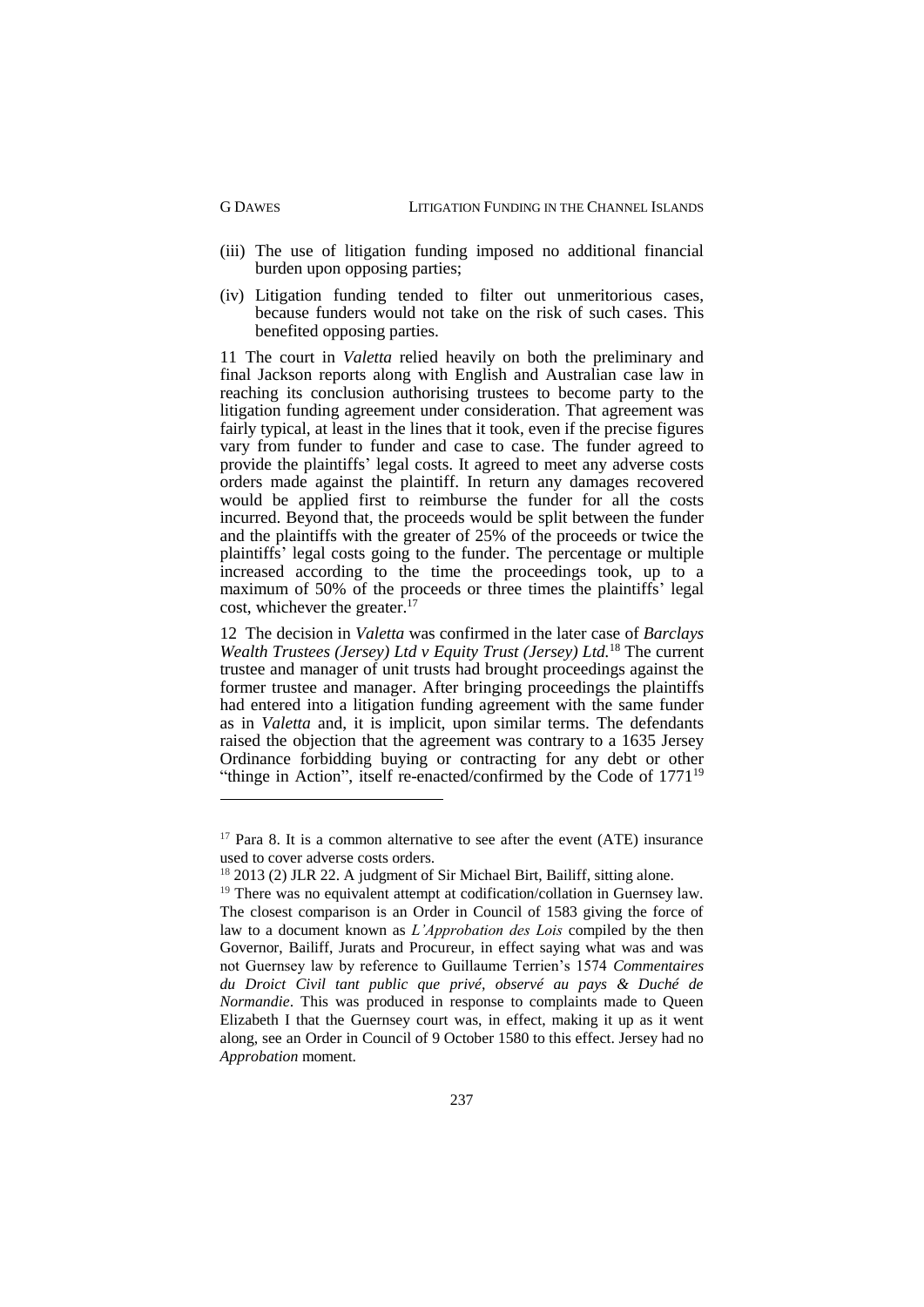- (iii) The use of litigation funding imposed no additional financial burden upon opposing parties;
- (iv) Litigation funding tended to filter out unmeritorious cases, because funders would not take on the risk of such cases. This benefited opposing parties.

11 The court in *Valetta* relied heavily on both the preliminary and final Jackson reports along with English and Australian case law in reaching its conclusion authorising trustees to become party to the litigation funding agreement under consideration. That agreement was fairly typical, at least in the lines that it took, even if the precise figures vary from funder to funder and case to case. The funder agreed to provide the plaintiffs' legal costs. It agreed to meet any adverse costs orders made against the plaintiff. In return any damages recovered would be applied first to reimburse the funder for all the costs incurred. Beyond that, the proceeds would be split between the funder and the plaintiffs with the greater of 25% of the proceeds or twice the plaintiffs' legal costs going to the funder. The percentage or multiple increased according to the time the proceedings took, up to a maximum of 50% of the proceeds or three times the plaintiffs' legal cost, whichever the greater.[17]

12 The decision in *Valetta* was confirmed in the later case of *Barclays Wealth Trustees (Jersey) Ltd v Equity Trust (Jersey) Ltd.*[18] The current trustee and manager of unit trusts had brought proceedings against the former trustee and manager. After bringing proceedings the plaintiffs had entered into a litigation funding agreement with the same funder as in *Valetta* and, it is implicit, upon similar terms. The defendants raised the objection that the agreement was contrary to a 1635 Jersey Ordinance forbidding buying or contracting for any debt or other "thinge in Action", itself re-enacted/confirmed by the Code of 1771[19]

---

[17] Para 8. It is a common alternative to see after the event (ATE) insurance used to cover adverse costs orders.

[18] 2013 (2) JLR 22. A judgment of Sir Michael Birt, Bailiff, sitting alone.

[19] There was no equivalent attempt at codification/collation in Guernsey law. The closest comparison is an Order in Council of 1583 giving the force of law to a document known as *L'Approbation des Lois* compiled by the then Governor, Bailiff, Jurats and Procureur, in effect saying what was and was not Guernsey law by reference to Guillaume Terrien's 1574 *Commentaires du Droict Civil tant public que privé, observé au pays & Duché de Normandie*. This was produced in response to complaints made to Queen Elizabeth I that the Guernsey court was, in effect, making it up as it went along, see an Order in Council of 9 October 1580 to this effect. Jersey had no *Approbation* moment.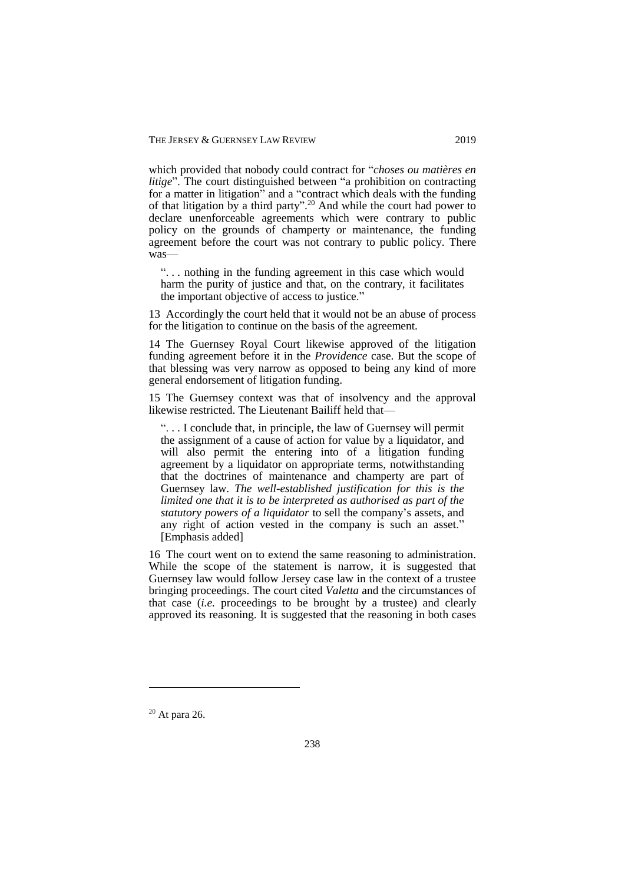which provided that nobody could contract for "*choses ou matières en litige*". The court distinguished between "a prohibition on contracting for a matter in litigation" and a "contract which deals with the funding of that litigation by a third party".[20] And while the court had power to declare unenforceable agreements which were contrary to public policy on the grounds of champerty or maintenance, the funding agreement before the court was not contrary to public policy. There was—

> ". . . nothing in the funding agreement in this case which would harm the purity of justice and that, on the contrary, it facilitates the important objective of access to justice."

13 Accordingly the court held that it would not be an abuse of process for the litigation to continue on the basis of the agreement.

14 The Guernsey Royal Court likewise approved of the litigation funding agreement before it in the *Providence* case. But the scope of that blessing was very narrow as opposed to being any kind of more general endorsement of litigation funding.

15 The Guernsey context was that of insolvency and the approval likewise restricted. The Lieutenant Bailiff held that—

> ". . . I conclude that, in principle, the law of Guernsey will permit the assignment of a cause of action for value by a liquidator, and will also permit the entering into of a litigation funding agreement by a liquidator on appropriate terms, notwithstanding that the doctrines of maintenance and champerty are part of Guernsey law. *The well-established justification for this is the limited one that it is to be interpreted as authorised as part of the statutory powers of a liquidator* to sell the company's assets, and any right of action vested in the company is such an asset." [Emphasis added]

16 The court went on to extend the same reasoning to administration. While the scope of the statement is narrow, it is suggested that Guernsey law would follow Jersey case law in the context of a trustee bringing proceedings. The court cited *Valetta* and the circumstances of that case (*i.e.* proceedings to be brought by a trustee) and clearly approved its reasoning. It is suggested that the reasoning in both cases

---

[20] At para 26.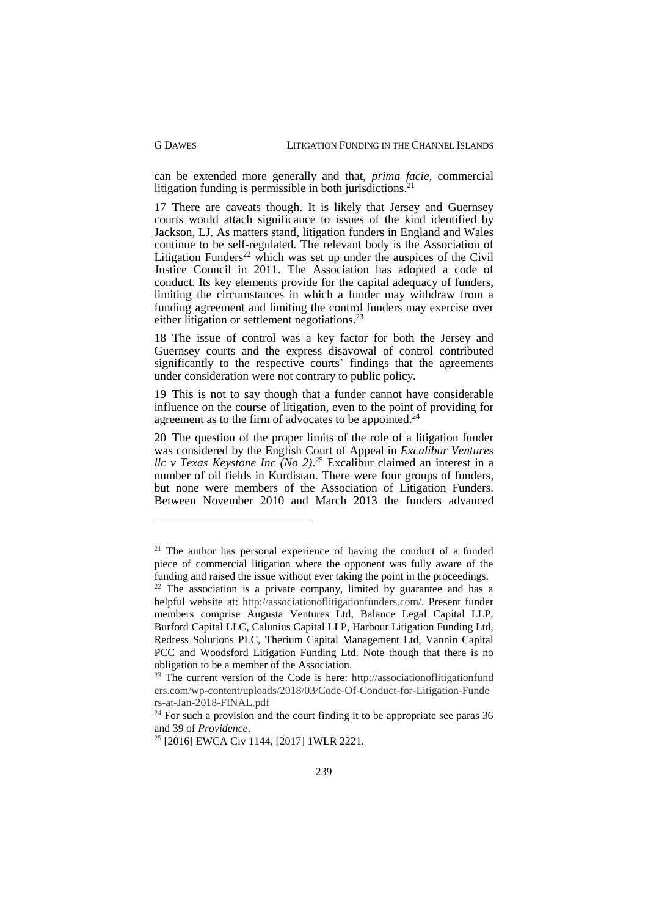can be extended more generally and that, *prima facie*, commercial litigation funding is permissible in both jurisdictions.[21]

17 There are caveats though. It is likely that Jersey and Guernsey courts would attach significance to issues of the kind identified by Jackson, LJ. As matters stand, litigation funders in England and Wales continue to be self-regulated. The relevant body is the Association of Litigation Funders[22] which was set up under the auspices of the Civil Justice Council in 2011. The Association has adopted a code of conduct. Its key elements provide for the capital adequacy of funders, limiting the circumstances in which a funder may withdraw from a funding agreement and limiting the control funders may exercise over either litigation or settlement negotiations.[23]

18 The issue of control was a key factor for both the Jersey and Guernsey courts and the express disavowal of control contributed significantly to the respective courts' findings that the agreements under consideration were not contrary to public policy.

19 This is not to say though that a funder cannot have considerable influence on the course of litigation, even to the point of providing for agreement as to the firm of advocates to be appointed.[24]

20 The question of the proper limits of the role of a litigation funder was considered by the English Court of Appeal in *Excalibur Ventures llc v Texas Keystone Inc (No 2)*.[25] Excalibur claimed an interest in a number of oil fields in Kurdistan. There were four groups of funders, but none were members of the Association of Litigation Funders. Between November 2010 and March 2013 the funders advanced

---

[21] The author has personal experience of having the conduct of a funded piece of commercial litigation where the opponent was fully aware of the funding and raised the issue without ever taking the point in the proceedings.

[22] The association is a private company, limited by guarantee and has a helpful website at: http://associationoflitigationfunders.com/. Present funder members comprise Augusta Ventures Ltd, Balance Legal Capital LLP, Burford Capital LLC, Calunius Capital LLP, Harbour Litigation Funding Ltd, Redress Solutions PLC, Therium Capital Management Ltd, Vannin Capital PCC and Woodsford Litigation Funding Ltd. Note though that there is no obligation to be a member of the Association.

[23] The current version of the Code is here: http://associationoflitigationfunders.com/wp-content/uploads/2018/03/Code-Of-Conduct-for-Litigation-Funders-at-Jan-2018-FINAL.pdf

[24] For such a provision and the court finding it to be appropriate see paras 36 and 39 of *Providence*.

[25] [2016] EWCA Civ 1144, [2017] 1WLR 2221.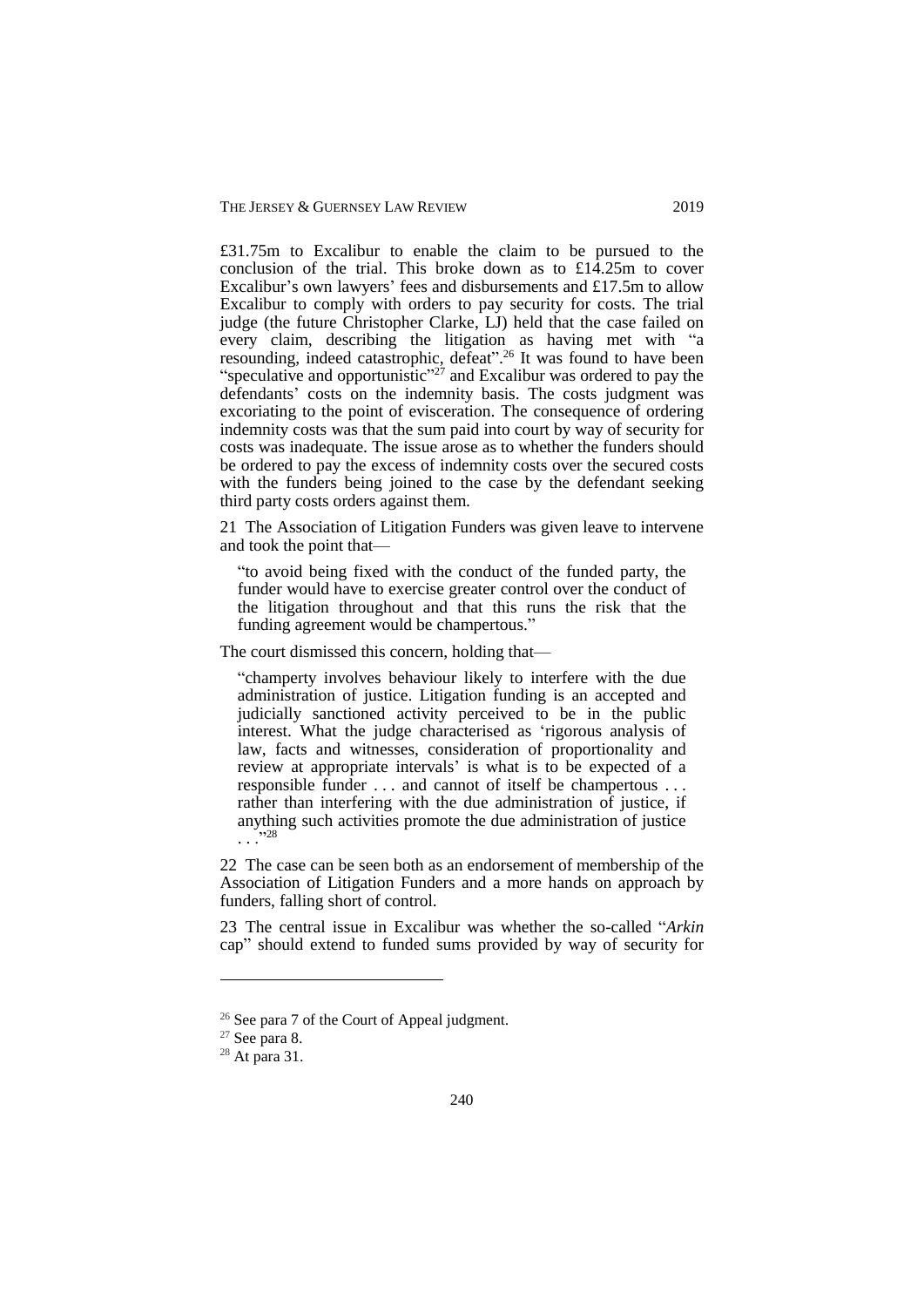£31.75m to Excalibur to enable the claim to be pursued to the conclusion of the trial. This broke down as to £14.25m to cover Excalibur's own lawyers' fees and disbursements and £17.5m to allow Excalibur to comply with orders to pay security for costs. The trial judge (the future Christopher Clarke, LJ) held that the case failed on every claim, describing the litigation as having met with "a resounding, indeed catastrophic, defeat".[26] It was found to have been "speculative and opportunistic"[27] and Excalibur was ordered to pay the defendants' costs on the indemnity basis. The costs judgment was excoriating to the point of evisceration. The consequence of ordering indemnity costs was that the sum paid into court by way of security for costs was inadequate. The issue arose as to whether the funders should be ordered to pay the excess of indemnity costs over the secured costs with the funders being joined to the case by the defendant seeking third party costs orders against them.

21 The Association of Litigation Funders was given leave to intervene and took the point that—

> "to avoid being fixed with the conduct of the funded party, the funder would have to exercise greater control over the conduct of the litigation throughout and that this runs the risk that the funding agreement would be champertous."

The court dismissed this concern, holding that—

> "champerty involves behaviour likely to interfere with the due administration of justice. Litigation funding is an accepted and judicially sanctioned activity perceived to be in the public interest. What the judge characterised as 'rigorous analysis of law, facts and witnesses, consideration of proportionality and review at appropriate intervals' is what is to be expected of a responsible funder . . . and cannot of itself be champertous . . . rather than interfering with the due administration of justice, if anything such activities promote the due administration of justice . . ."[28]

22 The case can be seen both as an endorsement of membership of the Association of Litigation Funders and a more hands on approach by funders, falling short of control.

23 The central issue in Excalibur was whether the so-called "*Arkin* cap" should extend to funded sums provided by way of security for

---

[26] See para 7 of the Court of Appeal judgment.

[27] See para 8.

[28] At para 31.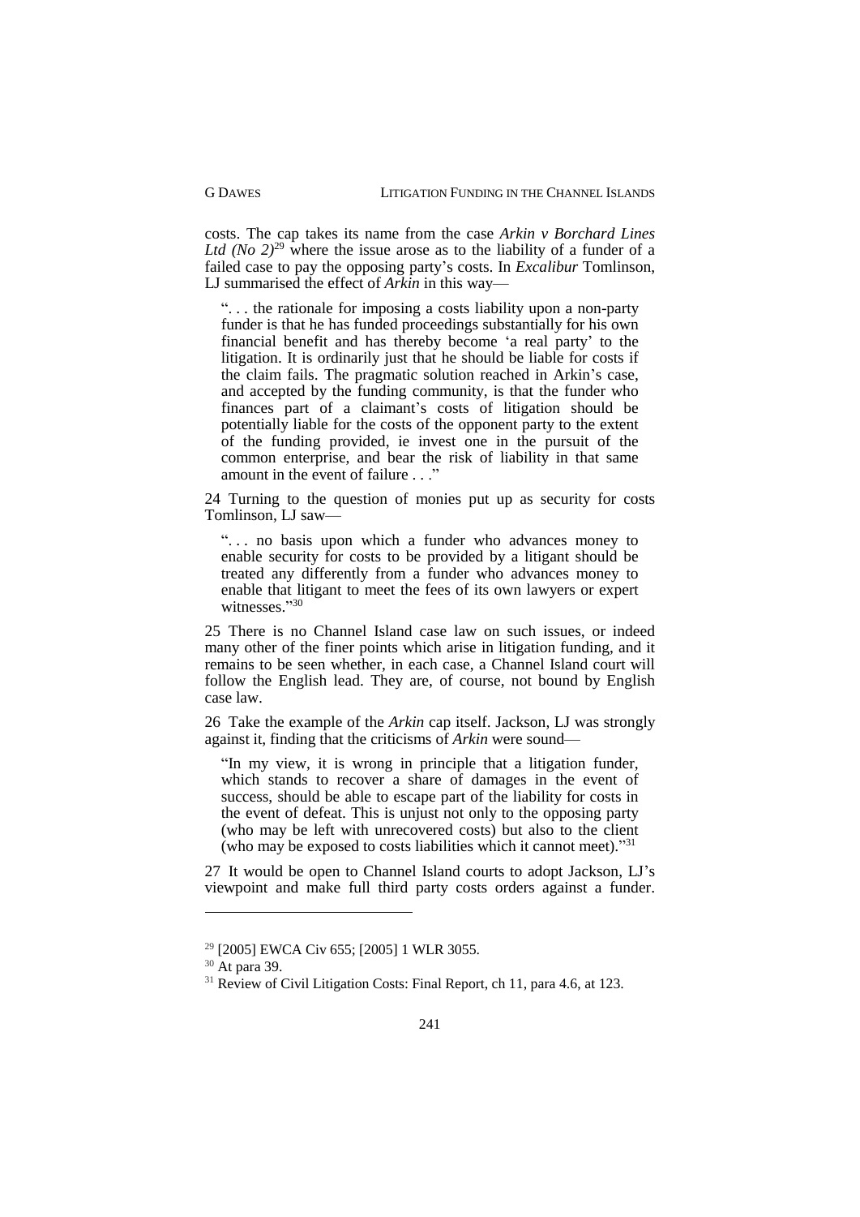costs. The cap takes its name from the case *Arkin v Borchard Lines Ltd (No 2)*[29] where the issue arose as to the liability of a funder of a failed case to pay the opposing party's costs. In *Excalibur* Tomlinson, LJ summarised the effect of *Arkin* in this way—

> ". . . the rationale for imposing a costs liability upon a non-party funder is that he has funded proceedings substantially for his own financial benefit and has thereby become 'a real party' to the litigation. It is ordinarily just that he should be liable for costs if the claim fails. The pragmatic solution reached in Arkin's case, and accepted by the funding community, is that the funder who finances part of a claimant's costs of litigation should be potentially liable for the costs of the opponent party to the extent of the funding provided, ie invest one in the pursuit of the common enterprise, and bear the risk of liability in that same amount in the event of failure . . ."

24 Turning to the question of monies put up as security for costs Tomlinson, LJ saw—

> ". . . no basis upon which a funder who advances money to enable security for costs to be provided by a litigant should be treated any differently from a funder who advances money to enable that litigant to meet the fees of its own lawyers or expert witnesses."[30]

25 There is no Channel Island case law on such issues, or indeed many other of the finer points which arise in litigation funding, and it remains to be seen whether, in each case, a Channel Island court will follow the English lead. They are, of course, not bound by English case law.

26 Take the example of the *Arkin* cap itself. Jackson, LJ was strongly against it, finding that the criticisms of *Arkin* were sound—

> "In my view, it is wrong in principle that a litigation funder, which stands to recover a share of damages in the event of success, should be able to escape part of the liability for costs in the event of defeat. This is unjust not only to the opposing party (who may be left with unrecovered costs) but also to the client (who may be exposed to costs liabilities which it cannot meet)."[31]

27 It would be open to Channel Island courts to adopt Jackson, LJ's viewpoint and make full third party costs orders against a funder.

---

[29] [2005] EWCA Civ 655; [2005] 1 WLR 3055.

[30] At para 39.

[31] Review of Civil Litigation Costs: Final Report, ch 11, para 4.6, at 123.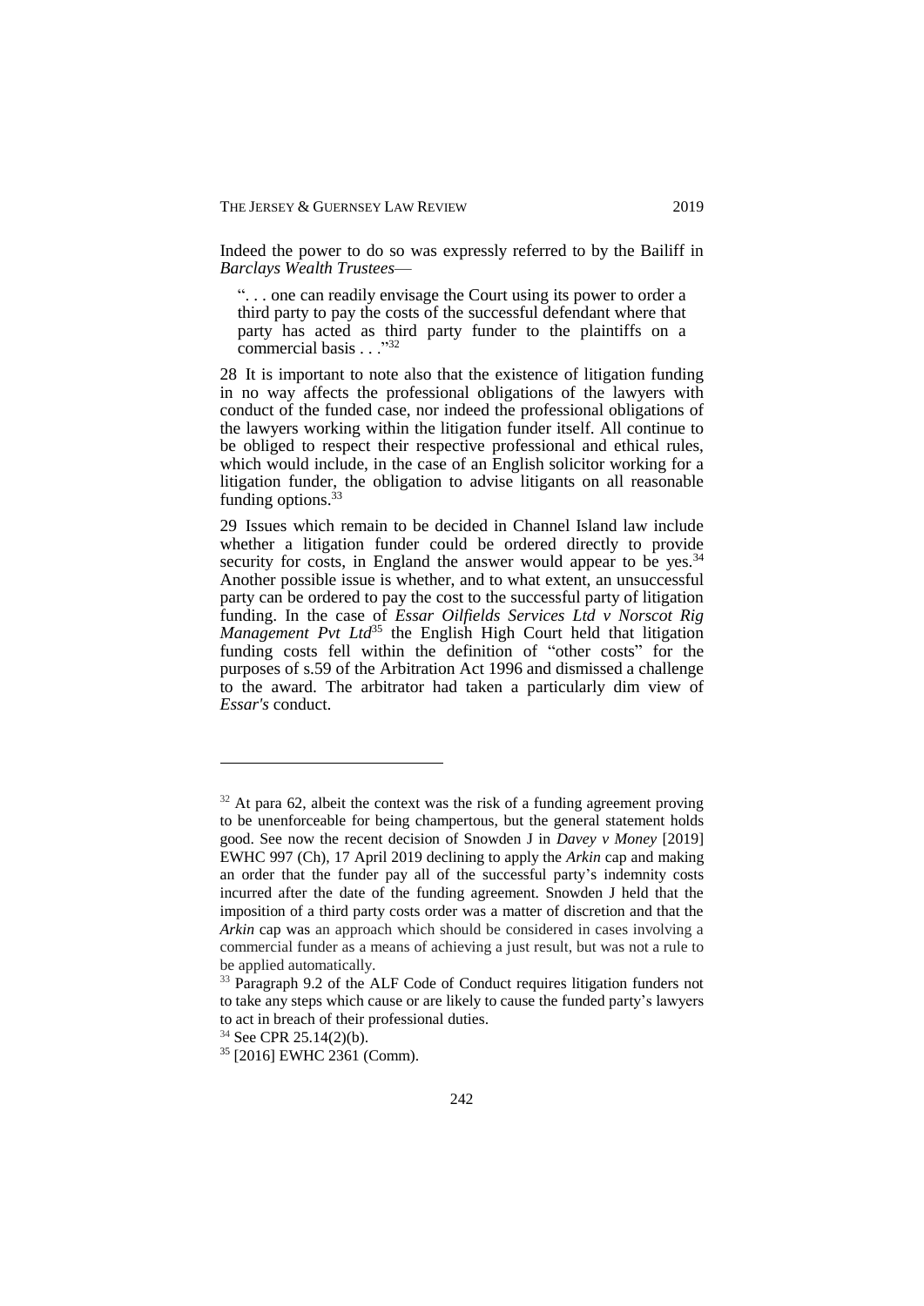Indeed the power to do so was expressly referred to by the Bailiff in *Barclays Wealth Trustees*—

> ". . . one can readily envisage the Court using its power to order a third party to pay the costs of the successful defendant where that party has acted as third party funder to the plaintiffs on a commercial basis . . ."[32]

28 It is important to note also that the existence of litigation funding in no way affects the professional obligations of the lawyers with conduct of the funded case, nor indeed the professional obligations of the lawyers working within the litigation funder itself. All continue to be obliged to respect their respective professional and ethical rules, which would include, in the case of an English solicitor working for a litigation funder, the obligation to advise litigants on all reasonable funding options.[33]

29 Issues which remain to be decided in Channel Island law include whether a litigation funder could be ordered directly to provide security for costs, in England the answer would appear to be yes.[34] Another possible issue is whether, and to what extent, an unsuccessful party can be ordered to pay the cost to the successful party of litigation funding. In the case of *Essar Oilfields Services Ltd v Norscot Rig Management Pvt Ltd*[35] the English High Court held that litigation funding costs fell within the definition of "other costs" for the purposes of s.59 of the Arbitration Act 1996 and dismissed a challenge to the award. The arbitrator had taken a particularly dim view of *Essar's* conduct.

---

[32] At para 62, albeit the context was the risk of a funding agreement proving to be unenforceable for being champertous, but the general statement holds good. See now the recent decision of Snowden J in *Davey v Money* [2019] EWHC 997 (Ch), 17 April 2019 declining to apply the *Arkin* cap and making an order that the funder pay all of the successful party's indemnity costs incurred after the date of the funding agreement. Snowden J held that the imposition of a third party costs order was a matter of discretion and that the *Arkin* cap was an approach which should be considered in cases involving a commercial funder as a means of achieving a just result, but was not a rule to be applied automatically.

[33] Paragraph 9.2 of the ALF Code of Conduct requires litigation funders not to take any steps which cause or are likely to cause the funded party's lawyers to act in breach of their professional duties.

[34] See CPR 25.14(2)(b).

[35] [2016] EWHC 2361 (Comm).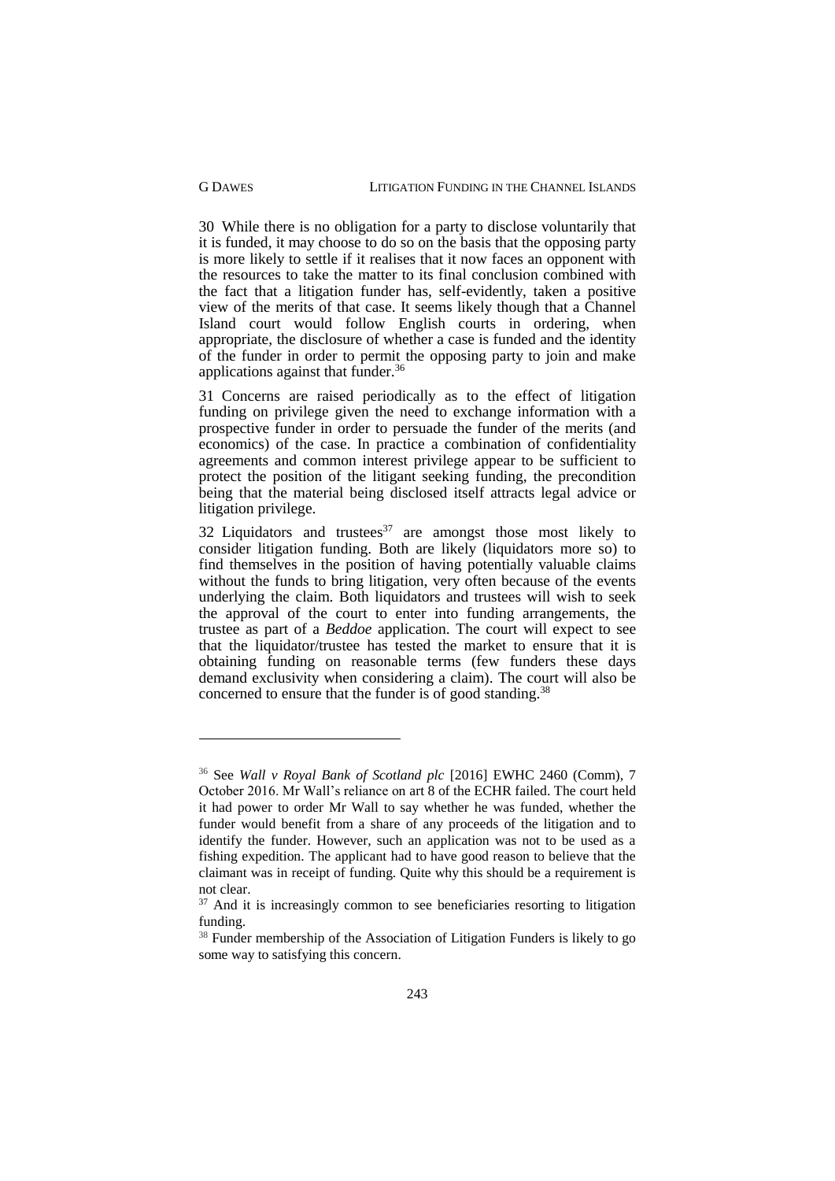30 While there is no obligation for a party to disclose voluntarily that it is funded, it may choose to do so on the basis that the opposing party is more likely to settle if it realises that it now faces an opponent with the resources to take the matter to its final conclusion combined with the fact that a litigation funder has, self-evidently, taken a positive view of the merits of that case. It seems likely though that a Channel Island court would follow English courts in ordering, when appropriate, the disclosure of whether a case is funded and the identity of the funder in order to permit the opposing party to join and make applications against that funder.[36]

31 Concerns are raised periodically as to the effect of litigation funding on privilege given the need to exchange information with a prospective funder in order to persuade the funder of the merits (and economics) of the case. In practice a combination of confidentiality agreements and common interest privilege appear to be sufficient to protect the position of the litigant seeking funding, the precondition being that the material being disclosed itself attracts legal advice or litigation privilege.

32 Liquidators and trustees[37] are amongst those most likely to consider litigation funding. Both are likely (liquidators more so) to find themselves in the position of having potentially valuable claims without the funds to bring litigation, very often because of the events underlying the claim. Both liquidators and trustees will wish to seek the approval of the court to enter into funding arrangements, the trustee as part of a *Beddoe* application. The court will expect to see that the liquidator/trustee has tested the market to ensure that it is obtaining funding on reasonable terms (few funders these days demand exclusivity when considering a claim). The court will also be concerned to ensure that the funder is of good standing.[38]

---

[36] See *Wall v Royal Bank of Scotland plc* [2016] EWHC 2460 (Comm), 7 October 2016. Mr Wall's reliance on art 8 of the ECHR failed. The court held it had power to order Mr Wall to say whether he was funded, whether the funder would benefit from a share of any proceeds of the litigation and to identify the funder. However, such an application was not to be used as a fishing expedition. The applicant had to have good reason to believe that the claimant was in receipt of funding. Quite why this should be a requirement is not clear.

[37] And it is increasingly common to see beneficiaries resorting to litigation funding.

[38] Funder membership of the Association of Litigation Funders is likely to go some way to satisfying this concern.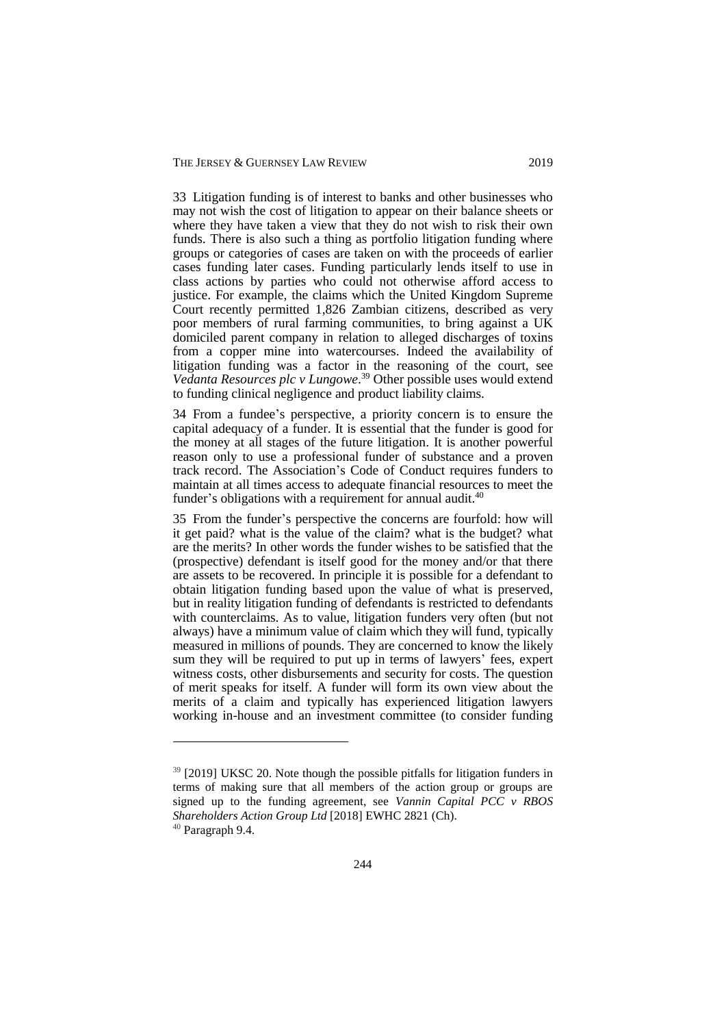33 Litigation funding is of interest to banks and other businesses who may not wish the cost of litigation to appear on their balance sheets or where they have taken a view that they do not wish to risk their own funds. There is also such a thing as portfolio litigation funding where groups or categories of cases are taken on with the proceeds of earlier cases funding later cases. Funding particularly lends itself to use in class actions by parties who could not otherwise afford access to justice. For example, the claims which the United Kingdom Supreme Court recently permitted 1,826 Zambian citizens, described as very poor members of rural farming communities, to bring against a UK domiciled parent company in relation to alleged discharges of toxins from a copper mine into watercourses. Indeed the availability of litigation funding was a factor in the reasoning of the court, see *Vedanta Resources plc v Lungowe*.[39] Other possible uses would extend to funding clinical negligence and product liability claims.

34 From a fundee's perspective, a priority concern is to ensure the capital adequacy of a funder. It is essential that the funder is good for the money at all stages of the future litigation. It is another powerful reason only to use a professional funder of substance and a proven track record. The Association's Code of Conduct requires funders to maintain at all times access to adequate financial resources to meet the funder's obligations with a requirement for annual audit.[40]

35 From the funder's perspective the concerns are fourfold: how will it get paid? what is the value of the claim? what is the budget? what are the merits? In other words the funder wishes to be satisfied that the (prospective) defendant is itself good for the money and/or that there are assets to be recovered. In principle it is possible for a defendant to obtain litigation funding based upon the value of what is preserved, but in reality litigation funding of defendants is restricted to defendants with counterclaims. As to value, litigation funders very often (but not always) have a minimum value of claim which they will fund, typically measured in millions of pounds. They are concerned to know the likely sum they will be required to put up in terms of lawyers' fees, expert witness costs, other disbursements and security for costs. The question of merit speaks for itself. A funder will form its own view about the merits of a claim and typically has experienced litigation lawyers working in-house and an investment committee (to consider funding

---

[39] [2019] UKSC 20. Note though the possible pitfalls for litigation funders in terms of making sure that all members of the action group or groups are signed up to the funding agreement, see *Vannin Capital PCC v RBOS Shareholders Action Group Ltd* [2018] EWHC 2821 (Ch).

[40] Paragraph 9.4.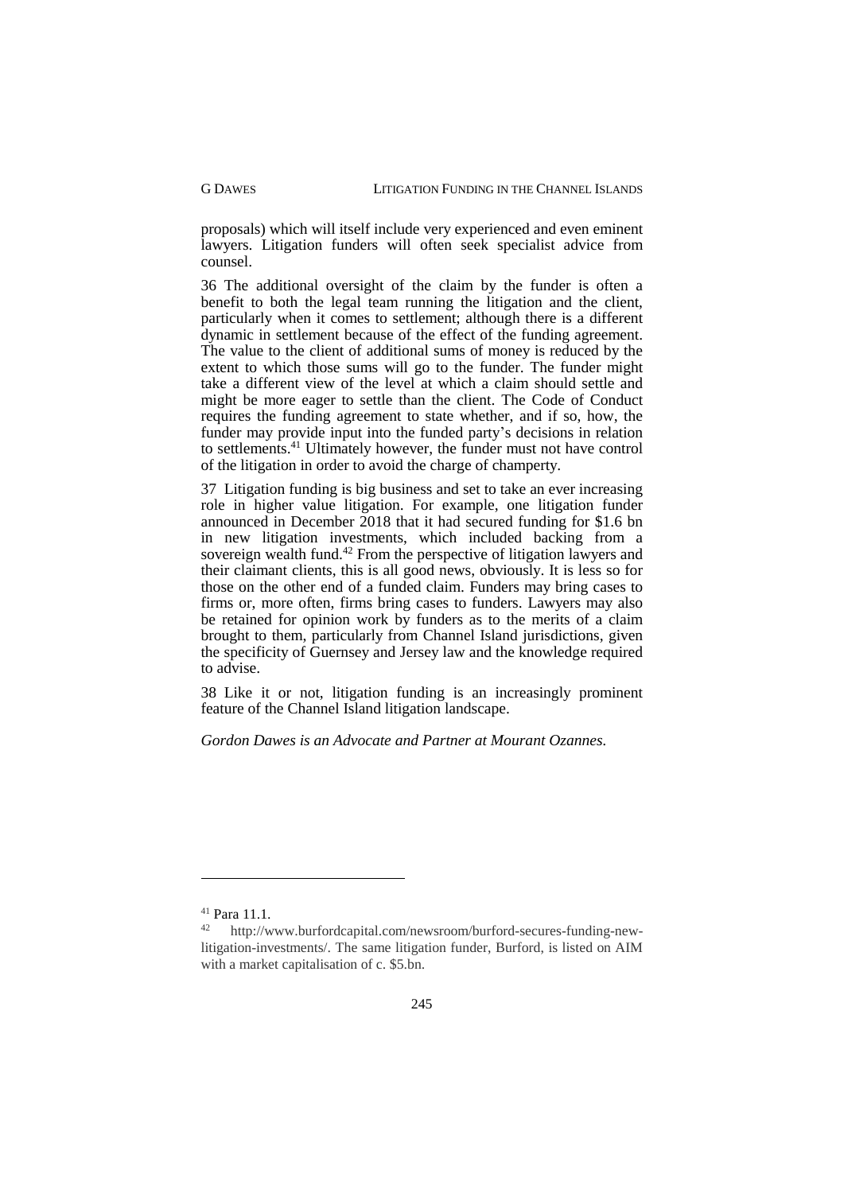proposals) which will itself include very experienced and even eminent lawyers. Litigation funders will often seek specialist advice from counsel.

36 The additional oversight of the claim by the funder is often a benefit to both the legal team running the litigation and the client, particularly when it comes to settlement; although there is a different dynamic in settlement because of the effect of the funding agreement. The value to the client of additional sums of money is reduced by the extent to which those sums will go to the funder. The funder might take a different view of the level at which a claim should settle and might be more eager to settle than the client. The Code of Conduct requires the funding agreement to state whether, and if so, how, the funder may provide input into the funded party's decisions in relation to settlements.[41] Ultimately however, the funder must not have control of the litigation in order to avoid the charge of champerty.

37 Litigation funding is big business and set to take an ever increasing role in higher value litigation. For example, one litigation funder announced in December 2018 that it had secured funding for \$1.6 bn in new litigation investments, which included backing from a sovereign wealth fund.[42] From the perspective of litigation lawyers and their claimant clients, this is all good news, obviously. It is less so for those on the other end of a funded claim. Funders may bring cases to firms or, more often, firms bring cases to funders. Lawyers may also be retained for opinion work by funders as to the merits of a claim brought to them, particularly from Channel Island jurisdictions, given the specificity of Guernsey and Jersey law and the knowledge required to advise.

38 Like it or not, litigation funding is an increasingly prominent feature of the Channel Island litigation landscape.

*Gordon Dawes is an Advocate and Partner at Mourant Ozannes.*

---

[41] Para 11.1.

[42] http://www.burfordcapital.com/newsroom/burford-secures-funding-new-litigation-investments/. The same litigation funder, Burford, is listed on AIM with a market capitalisation of c. \$5.bn.